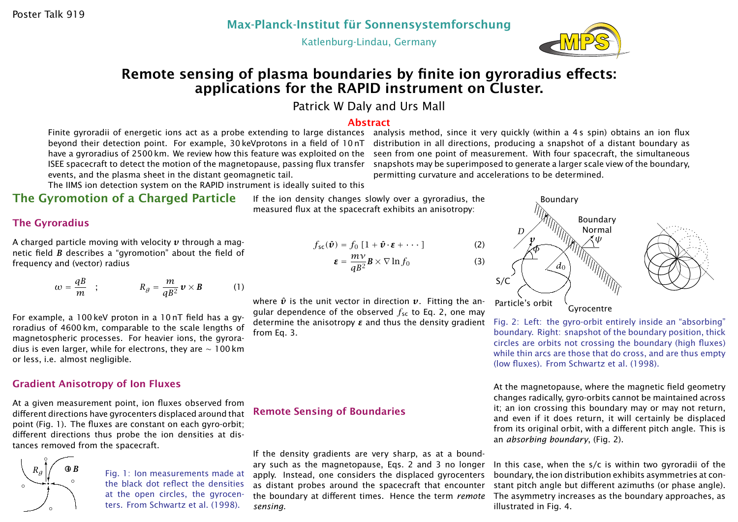Poster Talk 919

Max-Planck-Institut für Sonnensystemforschung

Katlenburg-Lindau, Germany

# Remote sensing of plasma boundaries by finite ion gyroradius effects: applications for the RAPID instrument on Cluster.

Patrick W Daly and Urs Mall

## Abstract

Finite gyroradii of energetic ions act as a probe extending to large distances beyond their detection point. For example, 30 keVprotons in a field of 10 nT have a gyroradius of 2500 km. We review how this feature was exploited on the ISEE spacecraft to detect the motion of the magnetopause, passing flux transfer events, and the plasma sheet in the distant geomagnetic tail.

The IIMS ion detection system on the RAPID instrument is ideally suited to this analysis method, since it very quickly (within a 4 s spin) obtains an ion flux distribution in all directions, producing a snapshot of a distant boundary as seen from one point of measurement. With four spacecraft, the simultaneous snapshots may be superimposed to generate a larger scale view of the boundary, permitting curvature and accelerations to be determined.

## The Gyromotion of a Charged Particle

### The Gyroradius

A charged particle moving with velocity $\boldsymbol{v}$ through a magnetic field $\boldsymbol{B}$ describes a "gyromotion" about the field of frequency and (vector) radius

$$\omega = \frac{qB}{m} \quad ; \qquad R_g = \frac{m}{qB^2}\,\boldsymbol{v}\times\boldsymbol{B} \tag{1}$$

For example, a 100 keV proton in a 10 nT field has a gyroradius of 4600 km, comparable to the scale lengths of magnetospheric processes. For heavier ions, the gyroradius is even larger, while for electrons, they are $\sim$ 100 km or less, i.e. almost negligible.

### Gradient Anisotropy of Ion Fluxes

At a given measurement point, ion fluxes observed from different directions have gyrocenters displaced around that point (Fig. 1). The fluxes are constant on each gyro-orbit; different directions thus probe the ion densities at distances removed from the spacecraft.

Fig. 1: Ion measurements made at the black dot reflect the densities at the open circles, the gyrocenters. From Schwartz et al. (1998).

If the ion density changes slowly over a gyroradius, the measured flux at the spacecraft exhibits an anisotropy:

$$f_{\mathrm{sc}}(\hat{\boldsymbol{v}}) = f_0\,[1 + \hat{\boldsymbol{v}}\cdot\boldsymbol{\varepsilon} + \cdots] \tag{2}$$

$$\boldsymbol{\varepsilon} = \frac{mv}{qB^2}\boldsymbol{B}\times\nabla\ln f_0 \tag{3}$$

where $\hat{\boldsymbol{v}}$ is the unit vector in direction $\boldsymbol{v}$. Fitting the angular dependence of the observed $f_{\mathrm{sc}}$ to Eq. 2, one may determine the anisotropy $\boldsymbol{\varepsilon}$ and thus the density gradient from Eq. 3.

### Remote Sensing of Boundaries

If the density gradients are very sharp, as at a boundary such as the magnetopause, Eqs. 2 and 3 no longer apply. Instead, one considers the displaced gyrocenters as distant probes around the spacecraft that encounter the boundary at different times. Hence the term *remote sensing*.

Fig. 2: Left: the gyro-orbit entirely inside an "absorbing" boundary. Right: snapshot of the boundary position, thick circles are orbits not crossing the boundary (high fluxes) while thin arcs are those that do cross, and are thus empty (low fluxes). From Schwartz et al. (1998).

At the magnetopause, where the magnetic field geometry changes radically, gyro-orbits cannot be maintained across it; an ion crossing this boundary may or may not return, and even if it does return, it will certainly be displaced from its original orbit, with a different pitch angle. This is an *absorbing boundary*, (Fig. 2).

In this case, when the s/c is within two gyroradii of the boundary, the ion distribution exhibits asymmetries at constant pitch angle but different azimuths (or phase angle). The asymmetry increases as the boundary approaches, as illustrated in Fig. 4.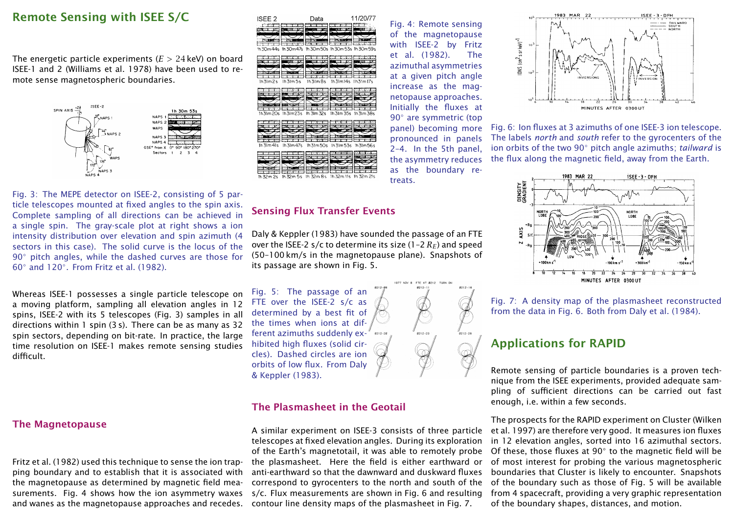## Remote Sensing with ISEE S/C

The energetic particle experiments ($E > 24$ keV) on board ISEE-1 and 2 (Williams et al. 1978) have been used to remote sense magnetospheric boundaries.

Fig. 3: The MEPE detector on ISEE-2, consisting of 5 particle telescopes mounted at fixed angles to the spin axis. Complete sampling of all directions can be achieved in a single spin. The gray-scale plot at right shows a ion intensity distribution over elevation and spin azimuth (4 sectors in this case). The solid curve is the locus of the 90° pitch angles, while the dashed curves are those for 60° and 120°. From Fritz et al. (1982).

Whereas ISEE-1 possesses a single particle telescope on a moving platform, sampling all elevation angles in 12 spins, ISEE-2 with its 5 telescopes (Fig. 3) samples in all directions within 1 spin (3 s). There can be as many as 32 spin sectors, depending on bit-rate. In practice, the large time resolution on ISEE-1 makes remote sensing studies difficult.

## The Magnetopause

Fritz et al. (1982) used this technique to sense the ion trapping boundary and to establish that it is associated with the magnetopause as determined by magnetic field measurements. Fig. 4 shows how the ion asymmetry waxes and wanes as the magnetopause approaches and recedes.

Fig. 4: Remote sensing of the magnetopause with ISEE-2 by Fritz et al. (1982). The azimuthal asymmetries at a given pitch angle increase as the magnetopause approaches. Initially the fluxes at 90° are symmetric (top panel) becoming more pronounced in panels 2–4. In the 5th panel, the asymmetry reduces as the boundary retreats.

## Sensing Flux Transfer Events

Daly & Keppler (1983) have sounded the passage of an FTE over the ISEE-2 s/c to determine its size (1–2 $R_E$) and speed (50–100 km/s in the magnetopause plane). Snapshots of its passage are shown in Fig. 5.

Fig. 5: The passage of an FTE over the ISEE-2 s/c as determined by a best fit of the times when ions at different azimuths suddenly exhibited high fluxes (solid circles). Dashed circles are ion orbits of low flux. From Daly & Keppler (1983).

## The Plasmasheet in the Geotail

A similar experiment on ISEE-3 consists of three particle telescopes at fixed elevation angles. During its exploration of the Earth's magnetotail, it was able to remotely probe the plasmasheet. Here the field is either earthward or anti-earthward so that the dawnward and duskward fluxes correspond to gyrocenters to the north and south of the s/c. Flux measurements are shown in Fig. 6 and resulting contour line density maps of the plasmasheet in Fig. 7.

Fig. 6: Ion fluxes at 3 azimuths of one ISEE-3 ion telescope. The labels *north* and *south* refer to the gyrocenters of the ion orbits of the two 90° pitch angle azimuths; *tailward* is the flux along the magnetic field, away from the Earth.

Fig. 7: A density map of the plasmasheet reconstructed from the data in Fig. 6. Both from Daly et al. (1984).

## Applications for RAPID

Remote sensing of particle boundaries is a proven technique from the ISEE experiments, provided adequate sampling of sufficient directions can be carried out fast enough, i.e. within a few seconds.

The prospects for the RAPID experiment on Cluster (Wilken et al. 1997) are therefore very good. It measures ion fluxes in 12 elevation angles, sorted into 16 azimuthal sectors. Of these, those fluxes at 90° to the magnetic field will be of most interest for probing the various magnetospheric boundaries that Cluster is likely to encounter. Snapshots of the boundary such as those of Fig. 5 will be available from 4 spacecraft, providing a very graphic representation of the boundary shapes, distances, and motion.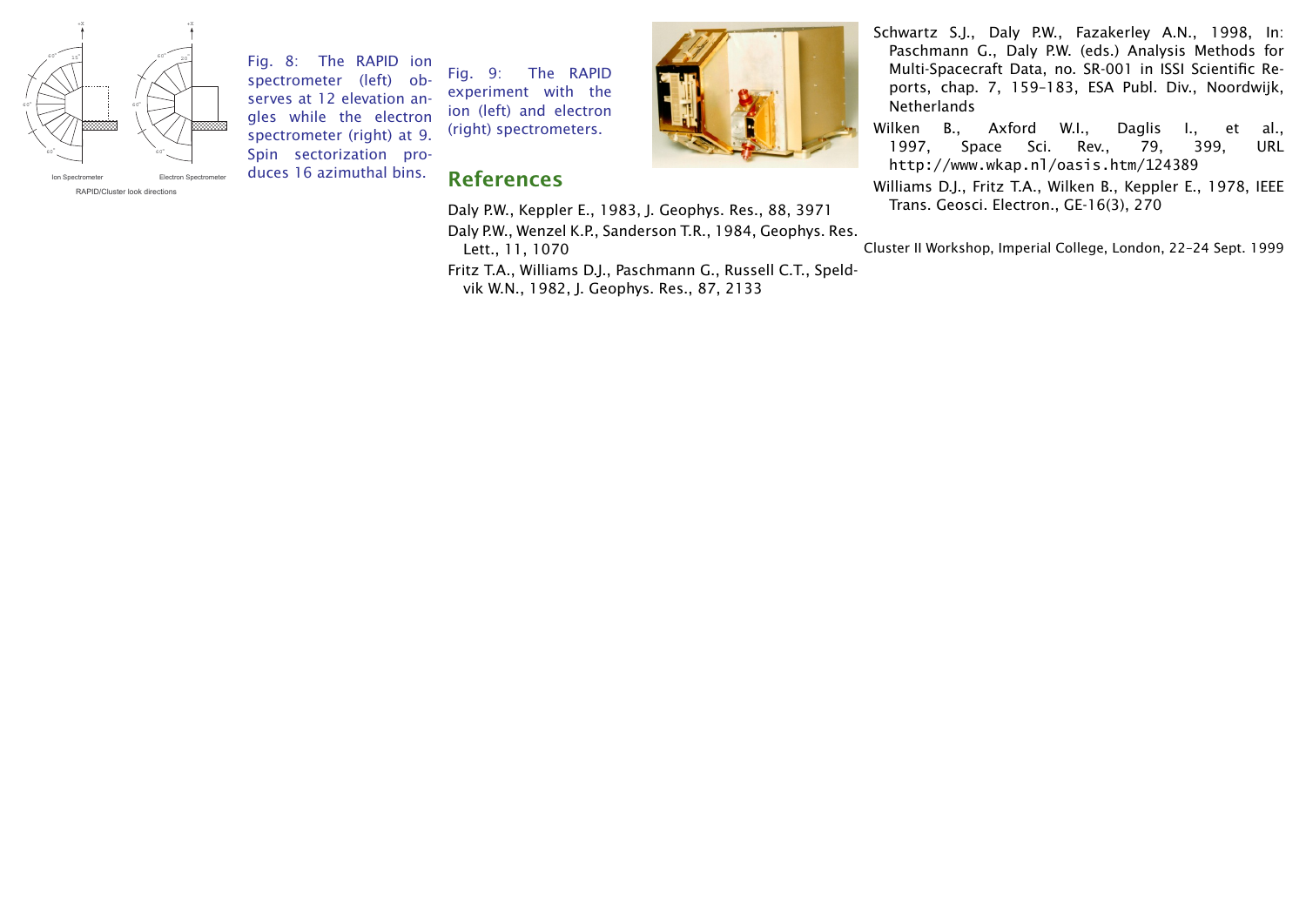Ion Spectrometer

Electron Spectrometer

RAPID/Cluster look directions

Fig. 8: The RAPID ion spectrometer (left) observes at 12 elevation angles while the electron spectrometer (right) at 9. Spin sectorization produces 16 azimuthal bins.

Fig. 9: The RAPID experiment with the ion (left) and electron (right) spectrometers.

## References

Daly P.W., Keppler E., 1983, J. Geophys. Res., 88, 3971

Daly P.W., Wenzel K.P., Sanderson T.R., 1984, Geophys. Res. Lett., 11, 1070

Fritz T.A., Williams D.J., Paschmann G., Russell C.T., Speldvik W.N., 1982, J. Geophys. Res., 87, 2133

Schwartz S.J., Daly P.W., Fazakerley A.N., 1998, In: Paschmann G., Daly P.W. (eds.) Analysis Methods for Multi-Spacecraft Data, no. SR-001 in ISSI Scientific Reports, chap. 7, 159–183, ESA Publ. Div., Noordwijk, Netherlands

Wilken B., Axford W.I., Daglis I., et al., 1997, Space Sci. Rev., 79, 399, URL http://www.wkap.nl/oasis.htm/124389

Williams D.J., Fritz T.A., Wilken B., Keppler E., 1978, IEEE Trans. Geosci. Electron., GE-16(3), 270